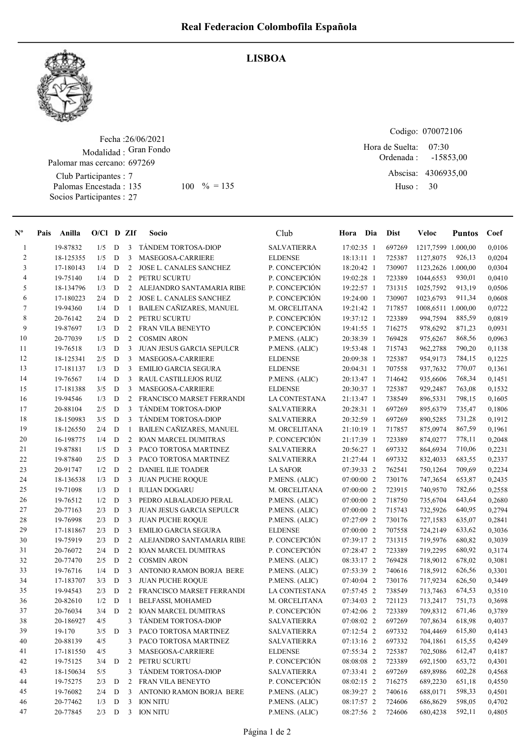# Real Federacion Colombofila Española

## LISBOA

Fecha :26/06/2021
Modalidad : Gran Fondo
Palomar mas cercano: 697269
Club Participantes : 7
Palomas Encestada : 135 100 % = 135
Socios Participantes : 27

Codigo: 070072106
Hora de Suelta: 07:30
Ordenada : -15853,00
Abscisa: 4306935,00
Huso : 30

| Nº | Pais | Anilla | O/Cl | D | ZIf | Socio | Club | Hora | Dia | Dist | Veloc | Puntos | Coef |
|---|---|---|---|---|---|---|---|---|---|---|---|---|---|
| 1 | | 19-87832 | 1/5 | D | 3 | TÁNDEM TORTOSA-DIOP | SALVATIERRA | 17:02:35 | 1 | 697269 | 1217,7599 | 1.000,00 | 0,0106 |
| 2 | | 18-125355 | 1/5 | D | 3 | MASEGOSA-CARRIERE | ELDENSE | 18:13:11 | 1 | 725387 | 1127,8075 | 926,13 | 0,0204 |
| 3 | | 17-180143 | 1/4 | D | 2 | JOSE L. CANALES SANCHEZ | P. CONCEPCIÓN | 18:20:42 | 1 | 730907 | 1123,2626 | 1.000,00 | 0,0304 |
| 4 | | 19-75140 | 1/4 | D | 2 | PETRU SCURTU | P. CONCEPCIÓN | 19:02:28 | 1 | 723389 | 1044,6553 | 930,01 | 0,0410 |
| 5 | | 18-134796 | 1/3 | D | 2 | ALEJANDRO SANTAMARIA RIBE | P. CONCEPCIÓN | 19:22:57 | 1 | 731315 | 1025,7592 | 913,19 | 0,0506 |
| 6 | | 17-180223 | 2/4 | D | 2 | JOSE L. CANALES SANCHEZ | P. CONCEPCIÓN | 19:24:00 | 1 | 730907 | 1023,6793 | 911,34 | 0,0608 |
| 7 | | 19-94360 | 1/4 | D | 1 | BAILEN CAÑIZARES, MANUEL | M. ORCELITANA | 19:21:42 | 1 | 717857 | 1008,6511 | 1.000,00 | 0,0722 |
| 8 | | 20-76142 | 2/4 | D | 2 | PETRU SCURTU | P. CONCEPCIÓN | 19:37:12 | 1 | 723389 | 994,7594 | 885,59 | 0,0819 |
| 9 | | 19-87697 | 1/3 | D | 2 | FRAN VILA BENEYTO | P. CONCEPCIÓN | 19:41:55 | 1 | 716275 | 978,6292 | 871,23 | 0,0931 |
| 10 | | 20-77039 | 1/5 | D | 2 | COSMIN ARON | P.MENS. (ALIC) | 20:38:39 | 1 | 769428 | 975,6267 | 868,56 | 0,0963 |
| 11 | | 19-76518 | 1/3 | D | 3 | JUAN JESUS GARCIA SEPULCR | P.MENS. (ALIC) | 19:53:48 | 1 | 715743 | 962,2788 | 790,20 | 0,1138 |
| 12 | | 18-125341 | 2/5 | D | 3 | MASEGOSA-CARRIERE | ELDENSE | 20:09:38 | 1 | 725387 | 954,9173 | 784,15 | 0,1225 |
| 13 | | 17-181137 | 1/3 | D | 3 | EMILIO GARCIA SEGURA | ELDENSE | 20:04:31 | 1 | 707558 | 937,7632 | 770,07 | 0,1361 |
| 14 | | 19-76567 | 1/4 | D | 3 | RAUL CASTILLEJOS RUIZ | P.MENS. (ALIC) | 20:13:47 | 1 | 714642 | 935,6606 | 768,34 | 0,1451 |
| 15 | | 17-181388 | 3/5 | D | 3 | MASEGOSA-CARRIERE | ELDENSE | 20:30:37 | 1 | 725387 | 929,2487 | 763,08 | 0,1532 |
| 16 | | 19-94546 | 1/3 | D | 2 | FRANCISCO MARSET FERRANDI | LA CONTESTANA | 21:13:47 | 1 | 738549 | 896,5331 | 798,15 | 0,1605 |
| 17 | | 20-88104 | 2/5 | D | 3 | TÁNDEM TORTOSA-DIOP | SALVATIERRA | 20:28:31 | 1 | 697269 | 895,6379 | 735,47 | 0,1806 |
| 18 | | 18-150983 | 3/5 | D | 3 | TÁNDEM TORTOSA-DIOP | SALVATIERRA | 20:32:59 | 1 | 697269 | 890,5285 | 731,28 | 0,1912 |
| 19 | | 18-126550 | 2/4 | D | 1 | BAILEN CAÑIZARES, MANUEL | M. ORCELITANA | 21:10:19 | 1 | 717857 | 875,0974 | 867,59 | 0,1961 |
| 20 | | 16-198775 | 1/4 | D | 2 | IOAN MARCEL DUMITRAS | P. CONCEPCIÓN | 21:17:39 | 1 | 723389 | 874,0277 | 778,11 | 0,2048 |
| 21 | | 19-87881 | 1/5 | D | 3 | PACO TORTOSA MARTINEZ | SALVATIERRA | 20:56:27 | 1 | 697332 | 864,6934 | 710,06 | 0,2231 |
| 22 | | 19-87840 | 2/5 | D | 3 | PACO TORTOSA MARTINEZ | SALVATIERRA | 21:27:44 | 1 | 697332 | 832,4033 | 683,55 | 0,2337 |
| 23 | | 20-91747 | 1/2 | D | 2 | DANIEL ILIE TOADER | LA SAFOR | 07:39:33 | 2 | 762541 | 750,1264 | 709,69 | 0,2234 |
| 24 | | 18-136538 | 1/3 | D | 3 | JUAN PUCHE ROQUE | P.MENS. (ALIC) | 07:00:00 | 2 | 730176 | 747,3654 | 653,87 | 0,2435 |
| 25 | | 19-71098 | 1/3 | D | 1 | IULIAN DOGARU | M. ORCELITANA | 07:00:00 | 2 | 723915 | 740,9570 | 782,66 | 0,2558 |
| 26 | | 19-76512 | 1/2 | D | 3 | PEDRO ALBALADEJO PERAL | P.MENS. (ALIC) | 07:00:00 | 2 | 718750 | 735,6704 | 643,64 | 0,2680 |
| 27 | | 20-77163 | 2/3 | D | 3 | JUAN JESUS GARCIA SEPULCR | P.MENS. (ALIC) | 07:00:00 | 2 | 715743 | 732,5926 | 640,95 | 0,2794 |
| 28 | | 19-76998 | 2/3 | D | 3 | JUAN PUCHE ROQUE | P.MENS. (ALIC) | 07:27:09 | 2 | 730176 | 727,1583 | 635,07 | 0,2841 |
| 29 | | 17-181867 | 2/3 | D | 3 | EMILIO GARCIA SEGURA | ELDENSE | 07:00:00 | 2 | 707558 | 724,2149 | 633,62 | 0,3036 |
| 30 | | 19-75919 | 2/3 | D | 2 | ALEJANDRO SANTAMARIA RIBE | P. CONCEPCIÓN | 07:39:17 | 2 | 731315 | 719,5976 | 680,82 | 0,3039 |
| 31 | | 20-76072 | 2/4 | D | 2 | IOAN MARCEL DUMITRAS | P. CONCEPCIÓN | 07:28:47 | 2 | 723389 | 719,2295 | 680,92 | 0,3174 |
| 32 | | 20-77470 | 2/5 | D | 2 | COSMIN ARON | P.MENS. (ALIC) | 08:33:17 | 2 | 769428 | 718,9012 | 678,02 | 0,3081 |
| 33 | | 19-76716 | 1/4 | D | 3 | ANTONIO RAMON BORJA BERE | P.MENS. (ALIC) | 07:53:39 | 2 | 740616 | 718,5912 | 626,56 | 0,3301 |
| 34 | | 17-183707 | 3/3 | D | 3 | JUAN PUCHE ROQUE | P.MENS. (ALIC) | 07:40:04 | 2 | 730176 | 717,9234 | 626,50 | 0,3449 |
| 35 | | 19-94543 | 2/3 | D | 2 | FRANCISCO MARSET FERRANDI | LA CONTESTANA | 07:57:45 | 2 | 738549 | 713,7463 | 674,53 | 0,3510 |
| 36 | | 20-82610 | 1/2 | D | 1 | BELFASSI, MOHAMED | M. ORCELITANA | 07:34:03 | 2 | 721123 | 713,2417 | 751,73 | 0,3698 |
| 37 | | 20-76034 | 3/4 | D | 2 | IOAN MARCEL DUMITRAS | P. CONCEPCIÓN | 07:42:06 | 2 | 723389 | 709,8312 | 671,46 | 0,3789 |
| 38 | | 20-186927 | 4/5 | | 3 | TÁNDEM TORTOSA-DIOP | SALVATIERRA | 07:08:02 | 2 | 697269 | 707,8634 | 618,98 | 0,4037 |
| 39 | | 19-170 | 3/5 | D | 3 | PACO TORTOSA MARTINEZ | SALVATIERRA | 07:12:54 | 2 | 697332 | 704,4469 | 615,80 | 0,4143 |
| 40 | | 20-88139 | 4/5 | | 3 | PACO TORTOSA MARTINEZ | SALVATIERRA | 07:13:16 | 2 | 697332 | 704,1861 | 615,55 | 0,4249 |
| 41 | | 17-181550 | 4/5 | | 3 | MASEGOSA-CARRIERE | ELDENSE | 07:55:34 | 2 | 725387 | 702,5086 | 612,47 | 0,4187 |
| 42 | | 19-75125 | 3/4 | D | 2 | PETRU SCURTU | P. CONCEPCIÓN | 08:08:08 | 2 | 723389 | 692,1500 | 653,72 | 0,4301 |
| 43 | | 18-150634 | 5/5 | | 3 | TÁNDEM TORTOSA-DIOP | SALVATIERRA | 07:33:41 | 2 | 697269 | 689,8986 | 602,28 | 0,4568 |
| 44 | | 19-75275 | 2/3 | D | 2 | FRAN VILA BENEYTO | P. CONCEPCIÓN | 08:02:15 | 2 | 716275 | 689,2230 | 651,18 | 0,4550 |
| 45 | | 19-76082 | 2/4 | D | 3 | ANTONIO RAMON BORJA BERE | P.MENS. (ALIC) | 08:39:27 | 2 | 740616 | 688,0171 | 598,33 | 0,4501 |
| 46 | | 20-77462 | 1/3 | D | 3 | ION NITU | P.MENS. (ALIC) | 08:17:57 | 2 | 724606 | 686,8629 | 598,05 | 0,4702 |
| 47 | | 20-77845 | 2/3 | D | 3 | ION NITU | P.MENS. (ALIC) | 08:27:56 | 2 | 724606 | 680,4238 | 592,11 | 0,4805 |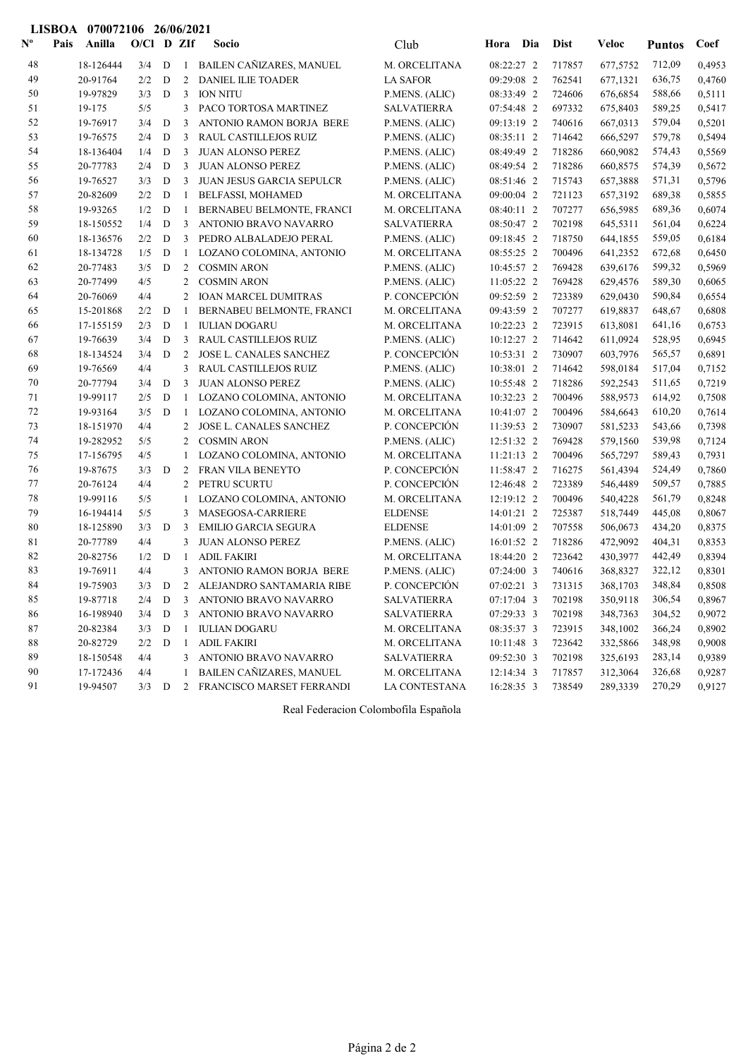**LISBOA 070072106 26/06/2021**

| Nº | Pais | Anilla | O/Cl | D | ZIf | Socio | Club | Hora | Dia | Dist | Veloc | Puntos | Coef |
|---|---|---|---|---|---|---|---|---|---|---|---|---|---|
| 48 | | 18-126444 | 3/4 | D | 1 | BAILEN CAÑIZARES, MANUEL | M. ORCELITANA | 08:22:27 | 2 | 717857 | 677,5752 | 712,09 | 0,4953 |
| 49 | | 20-91764 | 2/2 | D | 2 | DANIEL ILIE TOADER | LA SAFOR | 09:29:08 | 2 | 762541 | 677,1321 | 636,75 | 0,4760 |
| 50 | | 19-97829 | 3/3 | D | 3 | ION NITU | P.MENS. (ALIC) | 08:33:49 | 2 | 724606 | 676,6854 | 588,66 | 0,5111 |
| 51 | | 19-175 | 5/5 | | 3 | PACO TORTOSA MARTINEZ | SALVATIERRA | 07:54:48 | 2 | 697332 | 675,8403 | 589,25 | 0,5417 |
| 52 | | 19-76917 | 3/4 | D | 3 | ANTONIO RAMON BORJA BERE | P.MENS. (ALIC) | 09:13:19 | 2 | 740616 | 667,0313 | 579,04 | 0,5201 |
| 53 | | 19-76575 | 2/4 | D | 3 | RAUL CASTILLEJOS RUIZ | P.MENS. (ALIC) | 08:35:11 | 2 | 714642 | 666,5297 | 579,78 | 0,5494 |
| 54 | | 18-136404 | 1/4 | D | 3 | JUAN ALONSO PEREZ | P.MENS. (ALIC) | 08:49:49 | 2 | 718286 | 660,9082 | 574,43 | 0,5569 |
| 55 | | 20-77783 | 2/4 | D | 3 | JUAN ALONSO PEREZ | P.MENS. (ALIC) | 08:49:54 | 2 | 718286 | 660,8575 | 574,39 | 0,5672 |
| 56 | | 19-76527 | 3/3 | D | 3 | JUAN JESUS GARCIA SEPULCR | P.MENS. (ALIC) | 08:51:46 | 2 | 715743 | 657,3888 | 571,31 | 0,5796 |
| 57 | | 20-82609 | 2/2 | D | 1 | BELFASSI, MOHAMED | M. ORCELITANA | 09:00:04 | 2 | 721123 | 657,3192 | 689,38 | 0,5855 |
| 58 | | 19-93265 | 1/2 | D | 1 | BERNABEU BELMONTE, FRANCI | M. ORCELITANA | 08:40:11 | 2 | 707277 | 656,5985 | 689,36 | 0,6074 |
| 59 | | 18-150552 | 1/4 | D | 3 | ANTONIO BRAVO NAVARRO | SALVATIERRA | 08:50:47 | 2 | 702198 | 645,5311 | 561,04 | 0,6224 |
| 60 | | 18-136576 | 2/2 | D | 3 | PEDRO ALBALADEJO PERAL | P.MENS. (ALIC) | 09:18:45 | 2 | 718750 | 644,1855 | 559,05 | 0,6184 |
| 61 | | 18-134728 | 1/5 | D | 1 | LOZANO COLOMINA, ANTONIO | M. ORCELITANA | 08:55:25 | 2 | 700496 | 641,2352 | 672,68 | 0,6450 |
| 62 | | 20-77483 | 3/5 | D | 2 | COSMIN ARON | P.MENS. (ALIC) | 10:45:57 | 2 | 769428 | 639,6176 | 599,32 | 0,5969 |
| 63 | | 20-77499 | 4/5 | | 2 | COSMIN ARON | P.MENS. (ALIC) | 11:05:22 | 2 | 769428 | 629,4576 | 589,30 | 0,6065 |
| 64 | | 20-76069 | 4/4 | | 2 | IOAN MARCEL DUMITRAS | P. CONCEPCIÓN | 09:52:59 | 2 | 723389 | 629,0430 | 590,84 | 0,6554 |
| 65 | | 15-201868 | 2/2 | D | 1 | BERNABEU BELMONTE, FRANCI | M. ORCELITANA | 09:43:59 | 2 | 707277 | 619,8837 | 648,67 | 0,6808 |
| 66 | | 17-155159 | 2/3 | D | 1 | IULIAN DOGARU | M. ORCELITANA | 10:22:23 | 2 | 723915 | 613,8081 | 641,16 | 0,6753 |
| 67 | | 19-76639 | 3/4 | D | 3 | RAUL CASTILLEJOS RUIZ | P.MENS. (ALIC) | 10:12:27 | 2 | 714642 | 611,0924 | 528,95 | 0,6945 |
| 68 | | 18-134524 | 3/4 | D | 2 | JOSE L. CANALES SANCHEZ | P. CONCEPCIÓN | 10:53:31 | 2 | 730907 | 603,7976 | 565,57 | 0,6891 |
| 69 | | 19-76569 | 4/4 | | 3 | RAUL CASTILLEJOS RUIZ | P.MENS. (ALIC) | 10:38:01 | 2 | 714642 | 598,0184 | 517,04 | 0,7152 |
| 70 | | 20-77794 | 3/4 | D | 3 | JUAN ALONSO PEREZ | P.MENS. (ALIC) | 10:55:48 | 2 | 718286 | 592,2543 | 511,65 | 0,7219 |
| 71 | | 19-99117 | 2/5 | D | 1 | LOZANO COLOMINA, ANTONIO | M. ORCELITANA | 10:32:23 | 2 | 700496 | 588,9573 | 614,92 | 0,7508 |
| 72 | | 19-93164 | 3/5 | D | 1 | LOZANO COLOMINA, ANTONIO | M. ORCELITANA | 10:41:07 | 2 | 700496 | 584,6643 | 610,20 | 0,7614 |
| 73 | | 18-151970 | 4/4 | | 2 | JOSE L. CANALES SANCHEZ | P. CONCEPCIÓN | 11:39:53 | 2 | 730907 | 581,5233 | 543,66 | 0,7398 |
| 74 | | 19-282952 | 5/5 | | 2 | COSMIN ARON | P.MENS. (ALIC) | 12:51:32 | 2 | 769428 | 579,1560 | 539,98 | 0,7124 |
| 75 | | 17-156795 | 4/5 | | 1 | LOZANO COLOMINA, ANTONIO | M. ORCELITANA | 11:21:13 | 2 | 700496 | 565,7297 | 589,43 | 0,7931 |
| 76 | | 19-87675 | 3/3 | D | 2 | FRAN VILA BENEYTO | P. CONCEPCIÓN | 11:58:47 | 2 | 716275 | 561,4394 | 524,49 | 0,7860 |
| 77 | | 20-76124 | 4/4 | | 2 | PETRU SCURTU | P. CONCEPCIÓN | 12:46:48 | 2 | 723389 | 546,4489 | 509,57 | 0,7885 |
| 78 | | 19-99116 | 5/5 | | 1 | LOZANO COLOMINA, ANTONIO | M. ORCELITANA | 12:19:12 | 2 | 700496 | 540,4228 | 561,79 | 0,8248 |
| 79 | | 16-194414 | 5/5 | | 3 | MASEGOSA-CARRIERE | ELDENSE | 14:01:21 | 2 | 725387 | 518,7449 | 445,08 | 0,8067 |
| 80 | | 18-125890 | 3/3 | D | 3 | EMILIO GARCIA SEGURA | ELDENSE | 14:01:09 | 2 | 707558 | 506,0673 | 434,20 | 0,8375 |
| 81 | | 20-77789 | 4/4 | | 3 | JUAN ALONSO PEREZ | P.MENS. (ALIC) | 16:01:52 | 2 | 718286 | 472,9092 | 404,31 | 0,8353 |
| 82 | | 20-82756 | 1/2 | D | 1 | ADIL FAKIRI | M. ORCELITANA | 18:44:20 | 2 | 723642 | 430,3977 | 442,49 | 0,8394 |
| 83 | | 19-76911 | 4/4 | | 3 | ANTONIO RAMON BORJA BERE | P.MENS. (ALIC) | 07:24:00 | 3 | 740616 | 368,8327 | 322,12 | 0,8301 |
| 84 | | 19-75903 | 3/3 | D | 2 | ALEJANDRO SANTAMARIA RIBE | P. CONCEPCIÓN | 07:02:21 | 3 | 731315 | 368,1703 | 348,84 | 0,8508 |
| 85 | | 19-87718 | 2/4 | D | 3 | ANTONIO BRAVO NAVARRO | SALVATIERRA | 07:17:04 | 3 | 702198 | 350,9118 | 306,54 | 0,8967 |
| 86 | | 16-198940 | 3/4 | D | 3 | ANTONIO BRAVO NAVARRO | SALVATIERRA | 07:29:33 | 3 | 702198 | 348,7363 | 304,52 | 0,9072 |
| 87 | | 20-82384 | 3/3 | D | 1 | IULIAN DOGARU | M. ORCELITANA | 08:35:37 | 3 | 723915 | 348,1002 | 366,24 | 0,8902 |
| 88 | | 20-82729 | 2/2 | D | 1 | ADIL FAKIRI | M. ORCELITANA | 10:11:48 | 3 | 723642 | 332,5866 | 348,98 | 0,9008 |
| 89 | | 18-150548 | 4/4 | | 3 | ANTONIO BRAVO NAVARRO | SALVATIERRA | 09:52:30 | 3 | 702198 | 325,6193 | 283,14 | 0,9389 |
| 90 | | 17-172436 | 4/4 | | 1 | BAILEN CAÑIZARES, MANUEL | M. ORCELITANA | 12:14:34 | 3 | 717857 | 312,3064 | 326,68 | 0,9287 |
| 91 | | 19-94507 | 3/3 | D | 2 | FRANCISCO MARSET FERRANDI | LA CONTESTANA | 16:28:35 | 3 | 738549 | 289,3339 | 270,29 | 0,9127 |

Real Federacion Colombofila Española